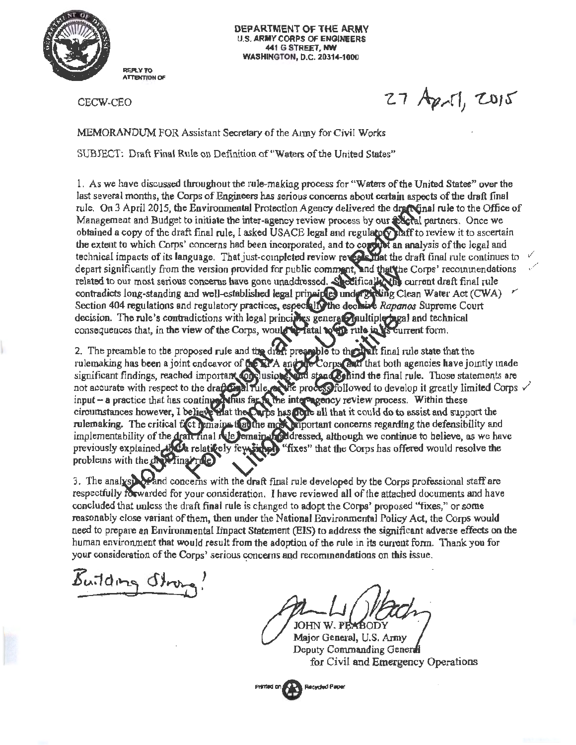DEPARTMENT OF THE ARMY
U.S. ARMY CORPS OF ENGINEERS
441 G STREET, NW
WASHINGTON, D.C. 20314-1000

REPLY TO
ATTENTION OF

CECW-CEO

27 April, 2015

MEMORANDUM FOR Assistant Secretary of the Army for Civil Works

SUBJECT: Draft Final Rule on Definition of "Waters of the United States"

1. As we have discussed throughout the rule-making process for "Waters of the United States" over the last several months, the Corps of Engineers has serious concerns about certain aspects of the draft final rule. On 3 April 2015, the Environmental Protection Agency delivered the draft final rule to the Office of Management and Budget to initiate the inter-agency review process by our federal partners. Once we obtained a copy of the draft final rule, I asked USACE legal and regulatory staff to review it to ascertain the extent to which Corps' concerns had been incorporated, and to conduct an analysis of the legal and technical impacts of its language. That just-completed review reveals that the draft final rule continues to depart significantly from the version provided for public comment, and that the Corps' recommendations related to our most serious concerns have gone unaddressed. Specifically, the current draft final rule contradicts long-standing and well-established legal principles underlying Clean Water Act (CWA) Section 404 regulations and regulatory practices, especially the decisive *Rapanos* Supreme Court decision. The rule's contradictions with legal principles generate multiple legal and technical consequences that, in the view of the Corps, would be fatal to the rule in its current form.

2. The preamble to the proposed rule and the draft preamble to the draft final rule state that the rulemaking has been a joint endeavor of the EPA and the Corps, and that both agencies have jointly made significant findings, reached important conclusions, and stand behind the final rule. Those statements are not accurate with respect to the draft final rule, as the process followed to develop it greatly limited Corps input – a practice that has continued thus far in the interagency review process. Within these circumstances however, I believe that the Corps has done all that it could do to assist and support the rulemaking. The critical fact remains that the most important concerns regarding the defensibility and implementability of the draft final rule remain unaddressed, although we continue to believe, as we have previously explained, that a relatively few simple "fixes" that the Corps has offered would resolve the problems with the draft final rule.

3. The analysis of and concerns with the draft final rule developed by the Corps professional staff are respectfully forwarded for your consideration. I have reviewed all of the attached documents and have concluded that unless the draft final rule is changed to adopt the Corps' proposed "fixes," or some reasonably close variant of them, then under the National Environmental Policy Act, the Corps would need to prepare an Environmental Impact Statement (EIS) to address the significant adverse effects on the human environment that would result from the adoption of the rule in its current form. Thank you for your consideration of the Corps' serious concerns and recommendations on this issue.

Building Strong!

JOHN W. PEABODY
Major General, U.S. Army
Deputy Commanding General
for Civil and Emergency Operations

House Oversight and Gov't Reform
For Committee Use Only
Litigation Sensitive

Printed on Recycled Paper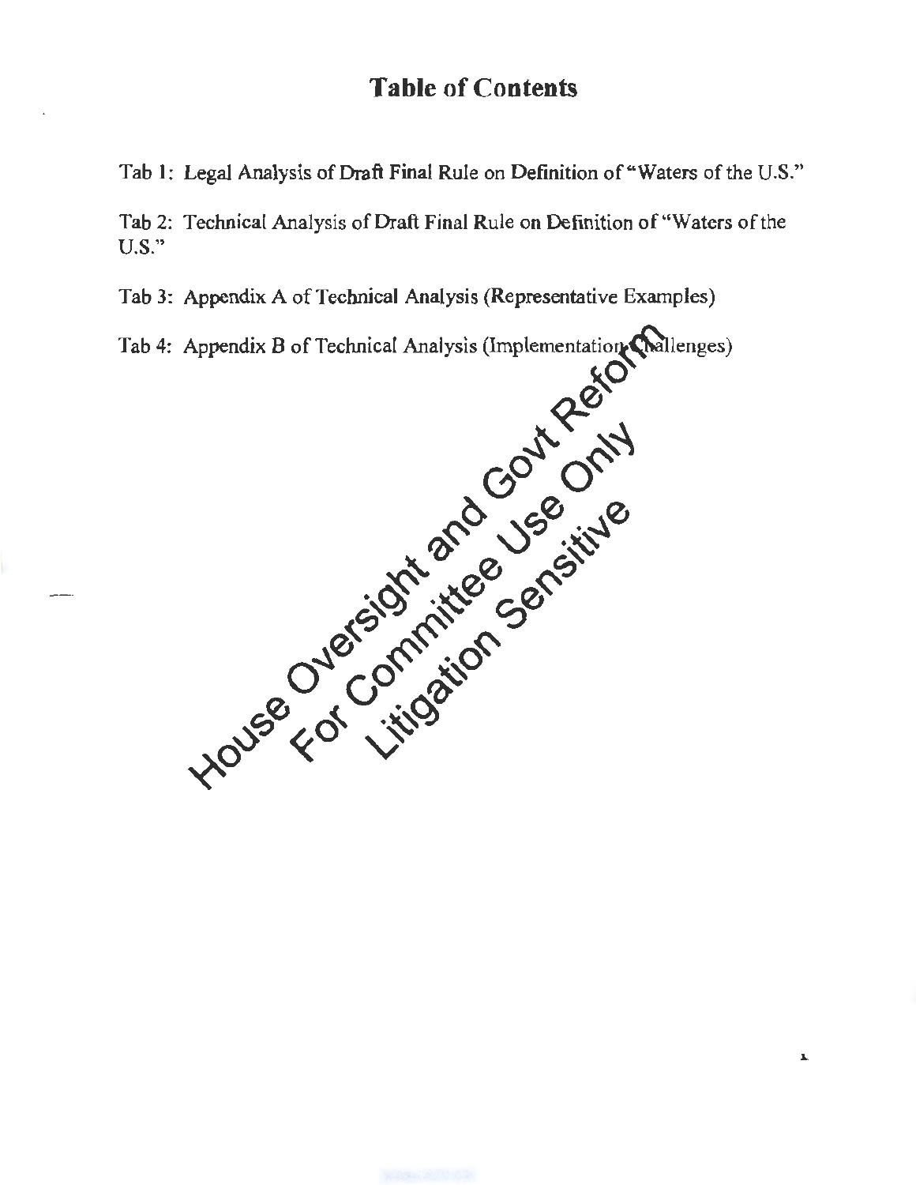# Table of Contents

Tab 1: Legal Analysis of Draft Final Rule on Definition of "Waters of the U.S."

Tab 2: Technical Analysis of Draft Final Rule on Definition of "Waters of the U.S."

Tab 3: Appendix A of Technical Analysis (Representative Examples)

Tab 4: Appendix B of Technical Analysis (Implementation Challenges)